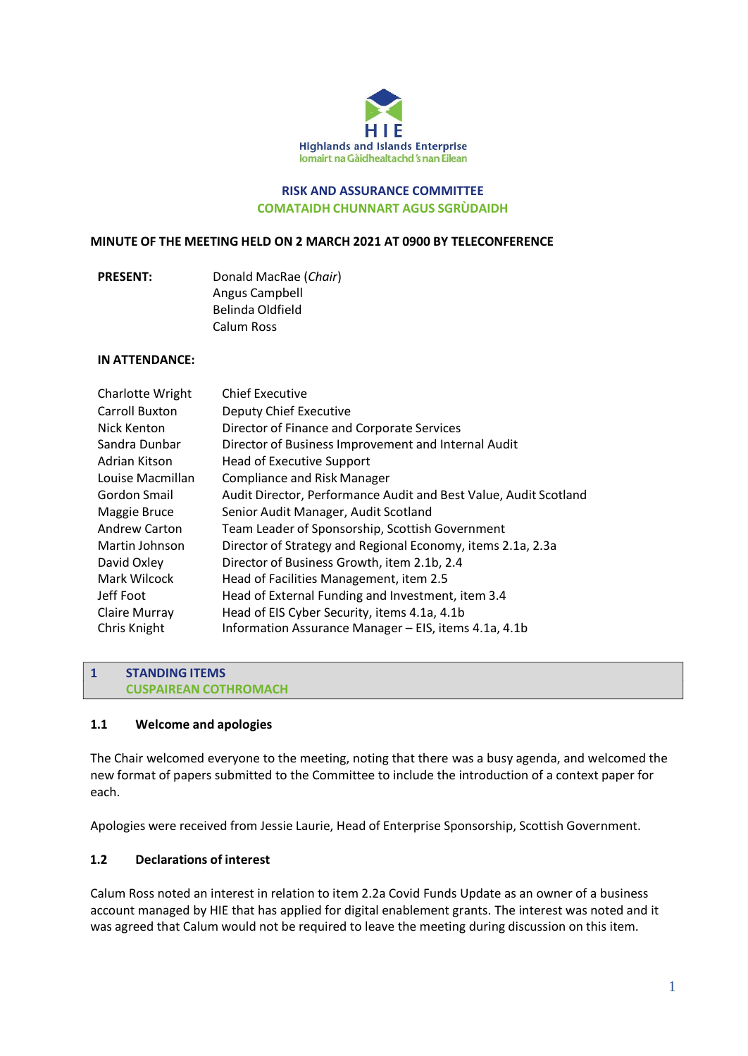HIE
Highlands and Islands Enterprise
Iomairt na Gàidhealtachd 's nan Eilean

# RISK AND ASSURANCE COMMITTEE
# COMATAIDH CHUNNART AGUS SGRÙDAIDH

**MINUTE OF THE MEETING HELD ON 2 MARCH 2021 AT 0900 BY TELECONFERENCE**

**PRESENT:**
Donald MacRae (*Chair*)
Angus Campbell
Belinda Oldfield
Calum Ross

**IN ATTENDANCE:**

| | |
|---|---|
| Charlotte Wright | Chief Executive |
| Carroll Buxton | Deputy Chief Executive |
| Nick Kenton | Director of Finance and Corporate Services |
| Sandra Dunbar | Director of Business Improvement and Internal Audit |
| Adrian Kitson | Head of Executive Support |
| Louise Macmillan | Compliance and Risk Manager |
| Gordon Smail | Audit Director, Performance Audit and Best Value, Audit Scotland |
| Maggie Bruce | Senior Audit Manager, Audit Scotland |
| Andrew Carton | Team Leader of Sponsorship, Scottish Government |
| Martin Johnson | Director of Strategy and Regional Economy, items 2.1a, 2.3a |
| David Oxley | Director of Business Growth, item 2.1b, 2.4 |
| Mark Wilcock | Head of Facilities Management, item 2.5 |
| Jeff Foot | Head of External Funding and Investment, item 3.4 |
| Claire Murray | Head of EIS Cyber Security, items 4.1a, 4.1b |
| Chris Knight | Information Assurance Manager – EIS, items 4.1a, 4.1b |

## 1 STANDING ITEMS
## CUSPAIREAN COTHROMACH

### 1.1 Welcome and apologies

The Chair welcomed everyone to the meeting, noting that there was a busy agenda, and welcomed the new format of papers submitted to the Committee to include the introduction of a context paper for each.

Apologies were received from Jessie Laurie, Head of Enterprise Sponsorship, Scottish Government.

### 1.2 Declarations of interest

Calum Ross noted an interest in relation to item 2.2a Covid Funds Update as an owner of a business account managed by HIE that has applied for digital enablement grants. The interest was noted and it was agreed that Calum would not be required to leave the meeting during discussion on this item.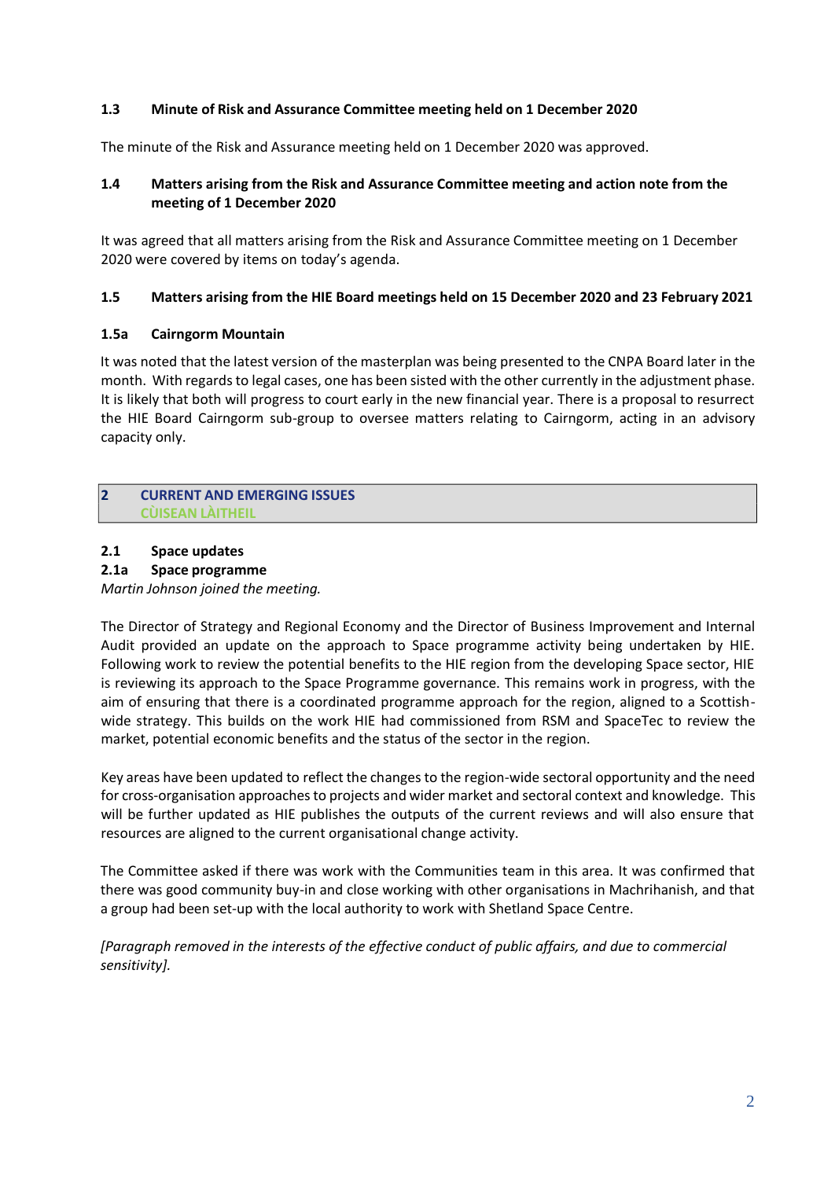### 1.3 Minute of Risk and Assurance Committee meeting held on 1 December 2020

The minute of the Risk and Assurance meeting held on 1 December 2020 was approved.

### 1.4 Matters arising from the Risk and Assurance Committee meeting and action note from the meeting of 1 December 2020

It was agreed that all matters arising from the Risk and Assurance Committee meeting on 1 December 2020 were covered by items on today's agenda.

### 1.5 Matters arising from the HIE Board meetings held on 15 December 2020 and 23 February 2021

#### 1.5a Cairngorm Mountain

It was noted that the latest version of the masterplan was being presented to the CNPA Board later in the month. With regards to legal cases, one has been sisted with the other currently in the adjustment phase. It is likely that both will progress to court early in the new financial year. There is a proposal to resurrect the HIE Board Cairngorm sub-group to oversee matters relating to Cairngorm, acting in an advisory capacity only.

## 2 CURRENT AND EMERGING ISSUES
## CÙISEAN LÀITHEIL

### 2.1 Space updates

#### 2.1a Space programme

*Martin Johnson joined the meeting.*

The Director of Strategy and Regional Economy and the Director of Business Improvement and Internal Audit provided an update on the approach to Space programme activity being undertaken by HIE. Following work to review the potential benefits to the HIE region from the developing Space sector, HIE is reviewing its approach to the Space Programme governance. This remains work in progress, with the aim of ensuring that there is a coordinated programme approach for the region, aligned to a Scottish-wide strategy. This builds on the work HIE had commissioned from RSM and SpaceTec to review the market, potential economic benefits and the status of the sector in the region.

Key areas have been updated to reflect the changes to the region-wide sectoral opportunity and the need for cross-organisation approaches to projects and wider market and sectoral context and knowledge. This will be further updated as HIE publishes the outputs of the current reviews and will also ensure that resources are aligned to the current organisational change activity.

The Committee asked if there was work with the Communities team in this area. It was confirmed that there was good community buy-in and close working with other organisations in Machrihanish, and that a group had been set-up with the local authority to work with Shetland Space Centre.

*[Paragraph removed in the interests of the effective conduct of public affairs, and due to commercial sensitivity].*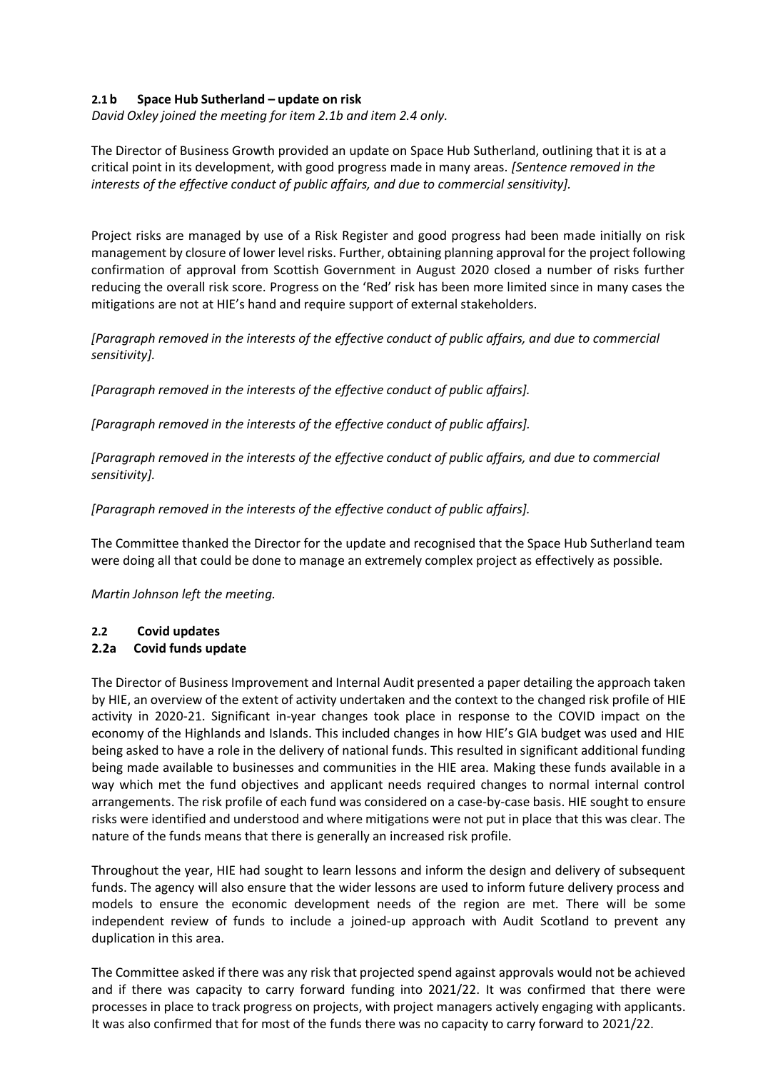#### 2.1 b Space Hub Sutherland – update on risk

*David Oxley joined the meeting for item 2.1b and item 2.4 only.*

The Director of Business Growth provided an update on Space Hub Sutherland, outlining that it is at a critical point in its development, with good progress made in many areas. *[Sentence removed in the interests of the effective conduct of public affairs, and due to commercial sensitivity].*

Project risks are managed by use of a Risk Register and good progress had been made initially on risk management by closure of lower level risks. Further, obtaining planning approval for the project following confirmation of approval from Scottish Government in August 2020 closed a number of risks further reducing the overall risk score. Progress on the 'Red' risk has been more limited since in many cases the mitigations are not at HIE's hand and require support of external stakeholders.

*[Paragraph removed in the interests of the effective conduct of public affairs, and due to commercial sensitivity].*

*[Paragraph removed in the interests of the effective conduct of public affairs].*

*[Paragraph removed in the interests of the effective conduct of public affairs].*

*[Paragraph removed in the interests of the effective conduct of public affairs, and due to commercial sensitivity].*

*[Paragraph removed in the interests of the effective conduct of public affairs].*

The Committee thanked the Director for the update and recognised that the Space Hub Sutherland team were doing all that could be done to manage an extremely complex project as effectively as possible.

*Martin Johnson left the meeting.*

#### 2.2 Covid updates

#### 2.2a Covid funds update

The Director of Business Improvement and Internal Audit presented a paper detailing the approach taken by HIE, an overview of the extent of activity undertaken and the context to the changed risk profile of HIE activity in 2020-21. Significant in-year changes took place in response to the COVID impact on the economy of the Highlands and Islands. This included changes in how HIE's GIA budget was used and HIE being asked to have a role in the delivery of national funds. This resulted in significant additional funding being made available to businesses and communities in the HIE area. Making these funds available in a way which met the fund objectives and applicant needs required changes to normal internal control arrangements. The risk profile of each fund was considered on a case-by-case basis. HIE sought to ensure risks were identified and understood and where mitigations were not put in place that this was clear. The nature of the funds means that there is generally an increased risk profile.

Throughout the year, HIE had sought to learn lessons and inform the design and delivery of subsequent funds. The agency will also ensure that the wider lessons are used to inform future delivery process and models to ensure the economic development needs of the region are met. There will be some independent review of funds to include a joined-up approach with Audit Scotland to prevent any duplication in this area.

The Committee asked if there was any risk that projected spend against approvals would not be achieved and if there was capacity to carry forward funding into 2021/22. It was confirmed that there were processes in place to track progress on projects, with project managers actively engaging with applicants. It was also confirmed that for most of the funds there was no capacity to carry forward to 2021/22.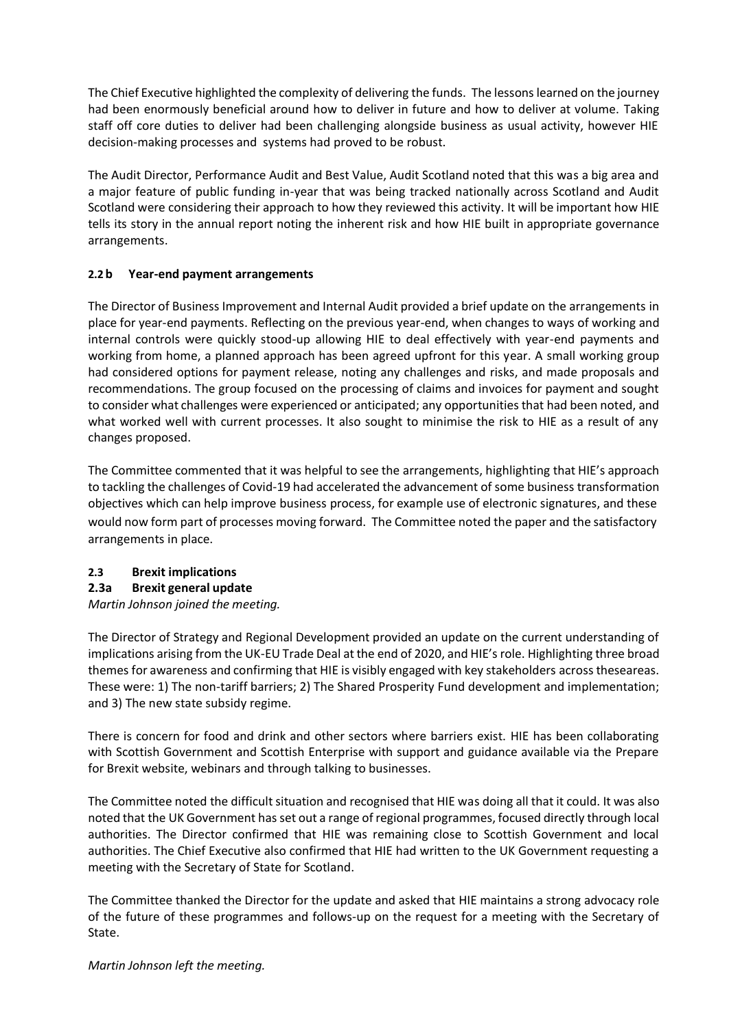The Chief Executive highlighted the complexity of delivering the funds. The lessons learned on the journey had been enormously beneficial around how to deliver in future and how to deliver at volume. Taking staff off core duties to deliver had been challenging alongside business as usual activity, however HIE decision-making processes and systems had proved to be robust.

The Audit Director, Performance Audit and Best Value, Audit Scotland noted that this was a big area and a major feature of public funding in-year that was being tracked nationally across Scotland and Audit Scotland were considering their approach to how they reviewed this activity. It will be important how HIE tells its story in the annual report noting the inherent risk and how HIE built in appropriate governance arrangements.

**2.2 b Year-end payment arrangements**

The Director of Business Improvement and Internal Audit provided a brief update on the arrangements in place for year-end payments. Reflecting on the previous year-end, when changes to ways of working and internal controls were quickly stood-up allowing HIE to deal effectively with year-end payments and working from home, a planned approach has been agreed upfront for this year. A small working group had considered options for payment release, noting any challenges and risks, and made proposals and recommendations. The group focused on the processing of claims and invoices for payment and sought to consider what challenges were experienced or anticipated; any opportunities that had been noted, and what worked well with current processes. It also sought to minimise the risk to HIE as a result of any changes proposed.

The Committee commented that it was helpful to see the arrangements, highlighting that HIE's approach to tackling the challenges of Covid-19 had accelerated the advancement of some business transformation objectives which can help improve business process, for example use of electronic signatures, and these would now form part of processes moving forward. The Committee noted the paper and the satisfactory arrangements in place.

**2.3 Brexit implications**

**2.3a Brexit general update**

*Martin Johnson joined the meeting.*

The Director of Strategy and Regional Development provided an update on the current understanding of implications arising from the UK-EU Trade Deal at the end of 2020, and HIE's role. Highlighting three broad themes for awareness and confirming that HIE is visibly engaged with key stakeholders across theseareas. These were: 1) The non-tariff barriers; 2) The Shared Prosperity Fund development and implementation; and 3) The new state subsidy regime.

There is concern for food and drink and other sectors where barriers exist. HIE has been collaborating with Scottish Government and Scottish Enterprise with support and guidance available via the Prepare for Brexit website, webinars and through talking to businesses.

The Committee noted the difficult situation and recognised that HIE was doing all that it could. It was also noted that the UK Government has set out a range of regional programmes, focused directly through local authorities. The Director confirmed that HIE was remaining close to Scottish Government and local authorities. The Chief Executive also confirmed that HIE had written to the UK Government requesting a meeting with the Secretary of State for Scotland.

The Committee thanked the Director for the update and asked that HIE maintains a strong advocacy role of the future of these programmes and follows-up on the request for a meeting with the Secretary of State.

*Martin Johnson left the meeting.*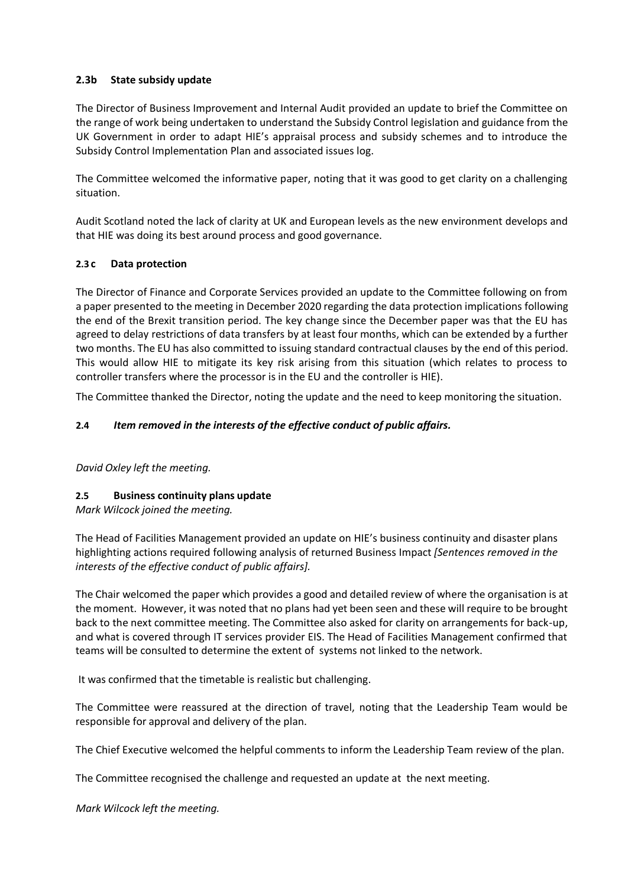#### 2.3b State subsidy update

The Director of Business Improvement and Internal Audit provided an update to brief the Committee on the range of work being undertaken to understand the Subsidy Control legislation and guidance from the UK Government in order to adapt HIE's appraisal process and subsidy schemes and to introduce the Subsidy Control Implementation Plan and associated issues log.

The Committee welcomed the informative paper, noting that it was good to get clarity on a challenging situation.

Audit Scotland noted the lack of clarity at UK and European levels as the new environment develops and that HIE was doing its best around process and good governance.

#### 2.3 c Data protection

The Director of Finance and Corporate Services provided an update to the Committee following on from a paper presented to the meeting in December 2020 regarding the data protection implications following the end of the Brexit transition period. The key change since the December paper was that the EU has agreed to delay restrictions of data transfers by at least four months, which can be extended by a further two months. The EU has also committed to issuing standard contractual clauses by the end of this period. This would allow HIE to mitigate its key risk arising from this situation (which relates to process to controller transfers where the processor is in the EU and the controller is HIE).

The Committee thanked the Director, noting the update and the need to keep monitoring the situation.

#### 2.4 *Item removed in the interests of the effective conduct of public affairs.*

*David Oxley left the meeting.*

#### 2.5 Business continuity plans update

*Mark Wilcock joined the meeting.*

The Head of Facilities Management provided an update on HIE's business continuity and disaster plans highlighting actions required following analysis of returned Business Impact *[Sentences removed in the interests of the effective conduct of public affairs].*

The Chair welcomed the paper which provides a good and detailed review of where the organisation is at the moment. However, it was noted that no plans had yet been seen and these will require to be brought back to the next committee meeting. The Committee also asked for clarity on arrangements for back-up, and what is covered through IT services provider EIS. The Head of Facilities Management confirmed that teams will be consulted to determine the extent of systems not linked to the network.

It was confirmed that the timetable is realistic but challenging.

The Committee were reassured at the direction of travel, noting that the Leadership Team would be responsible for approval and delivery of the plan.

The Chief Executive welcomed the helpful comments to inform the Leadership Team review of the plan.

The Committee recognised the challenge and requested an update at the next meeting.

*Mark Wilcock left the meeting.*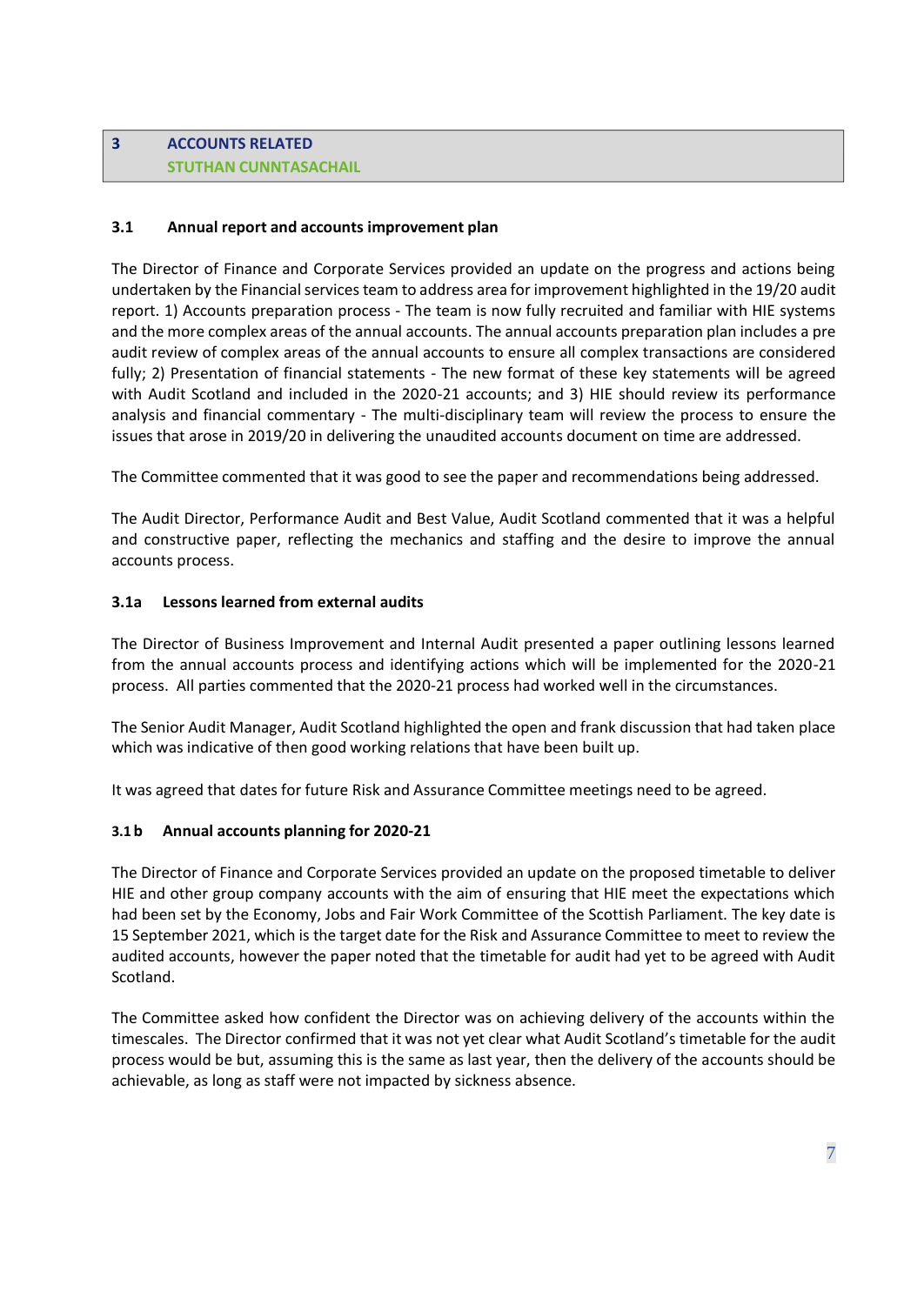## 3 ACCOUNTS RELATED
## STUTHAN CUNNTASACHAIL

### 3.1 Annual report and accounts improvement plan

The Director of Finance and Corporate Services provided an update on the progress and actions being undertaken by the Financial services team to address area for improvement highlighted in the 19/20 audit report. 1) Accounts preparation process - The team is now fully recruited and familiar with HIE systems and the more complex areas of the annual accounts. The annual accounts preparation plan includes a pre audit review of complex areas of the annual accounts to ensure all complex transactions are considered fully; 2) Presentation of financial statements - The new format of these key statements will be agreed with Audit Scotland and included in the 2020-21 accounts; and 3) HIE should review its performance analysis and financial commentary - The multi-disciplinary team will review the process to ensure the issues that arose in 2019/20 in delivering the unaudited accounts document on time are addressed.

The Committee commented that it was good to see the paper and recommendations being addressed.

The Audit Director, Performance Audit and Best Value, Audit Scotland commented that it was a helpful and constructive paper, reflecting the mechanics and staffing and the desire to improve the annual accounts process.

### 3.1a Lessons learned from external audits

The Director of Business Improvement and Internal Audit presented a paper outlining lessons learned from the annual accounts process and identifying actions which will be implemented for the 2020-21 process. All parties commented that the 2020-21 process had worked well in the circumstances.

The Senior Audit Manager, Audit Scotland highlighted the open and frank discussion that had taken place which was indicative of then good working relations that have been built up.

It was agreed that dates for future Risk and Assurance Committee meetings need to be agreed.

### 3.1 b Annual accounts planning for 2020-21

The Director of Finance and Corporate Services provided an update on the proposed timetable to deliver HIE and other group company accounts with the aim of ensuring that HIE meet the expectations which had been set by the Economy, Jobs and Fair Work Committee of the Scottish Parliament. The key date is 15 September 2021, which is the target date for the Risk and Assurance Committee to meet to review the audited accounts, however the paper noted that the timetable for audit had yet to be agreed with Audit Scotland.

The Committee asked how confident the Director was on achieving delivery of the accounts within the timescales. The Director confirmed that it was not yet clear what Audit Scotland's timetable for the audit process would be but, assuming this is the same as last year, then the delivery of the accounts should be achievable, as long as staff were not impacted by sickness absence.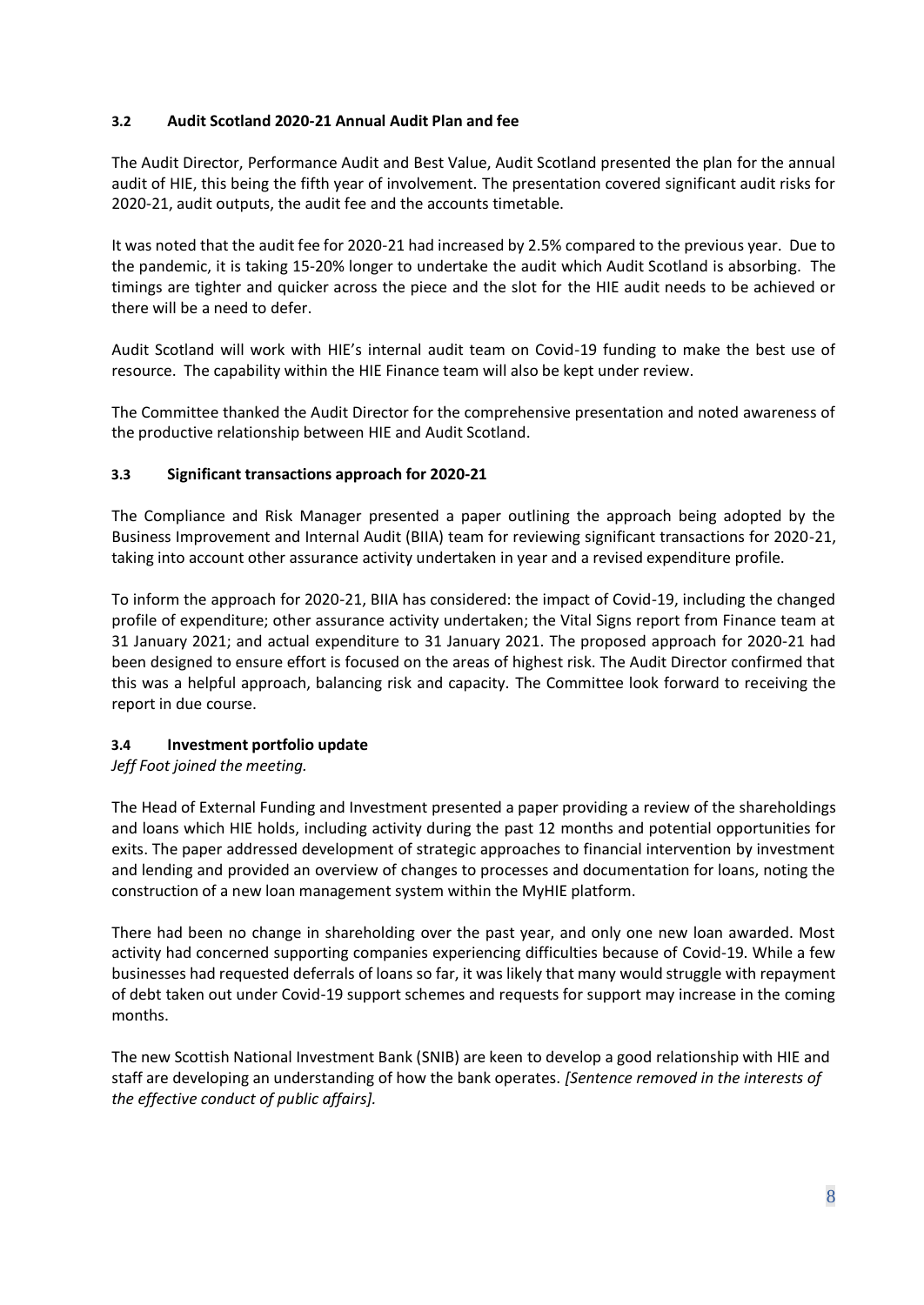### 3.2 Audit Scotland 2020-21 Annual Audit Plan and fee

The Audit Director, Performance Audit and Best Value, Audit Scotland presented the plan for the annual audit of HIE, this being the fifth year of involvement. The presentation covered significant audit risks for 2020-21, audit outputs, the audit fee and the accounts timetable.

It was noted that the audit fee for 2020-21 had increased by 2.5% compared to the previous year. Due to the pandemic, it is taking 15-20% longer to undertake the audit which Audit Scotland is absorbing. The timings are tighter and quicker across the piece and the slot for the HIE audit needs to be achieved or there will be a need to defer.

Audit Scotland will work with HIE's internal audit team on Covid-19 funding to make the best use of resource. The capability within the HIE Finance team will also be kept under review.

The Committee thanked the Audit Director for the comprehensive presentation and noted awareness of the productive relationship between HIE and Audit Scotland.

### 3.3 Significant transactions approach for 2020-21

The Compliance and Risk Manager presented a paper outlining the approach being adopted by the Business Improvement and Internal Audit (BIIA) team for reviewing significant transactions for 2020-21, taking into account other assurance activity undertaken in year and a revised expenditure profile.

To inform the approach for 2020-21, BIIA has considered: the impact of Covid-19, including the changed profile of expenditure; other assurance activity undertaken; the Vital Signs report from Finance team at 31 January 2021; and actual expenditure to 31 January 2021. The proposed approach for 2020-21 had been designed to ensure effort is focused on the areas of highest risk. The Audit Director confirmed that this was a helpful approach, balancing risk and capacity. The Committee look forward to receiving the report in due course.

### 3.4 Investment portfolio update

*Jeff Foot joined the meeting.*

The Head of External Funding and Investment presented a paper providing a review of the shareholdings and loans which HIE holds, including activity during the past 12 months and potential opportunities for exits. The paper addressed development of strategic approaches to financial intervention by investment and lending and provided an overview of changes to processes and documentation for loans, noting the construction of a new loan management system within the MyHIE platform.

There had been no change in shareholding over the past year, and only one new loan awarded. Most activity had concerned supporting companies experiencing difficulties because of Covid-19. While a few businesses had requested deferrals of loans so far, it was likely that many would struggle with repayment of debt taken out under Covid-19 support schemes and requests for support may increase in the coming months.

The new Scottish National Investment Bank (SNIB) are keen to develop a good relationship with HIE and staff are developing an understanding of how the bank operates. *[Sentence removed in the interests of the effective conduct of public affairs].*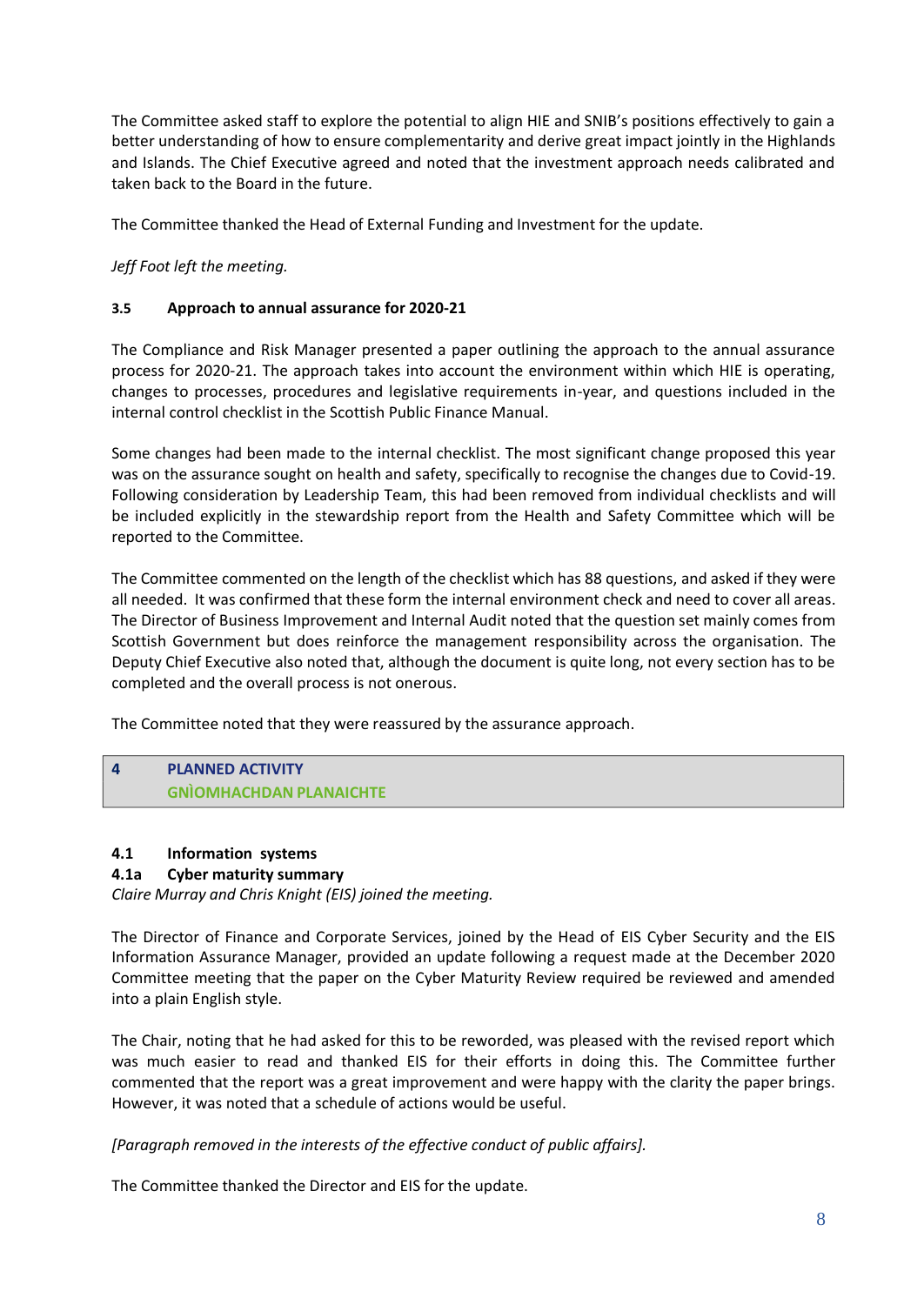The Committee asked staff to explore the potential to align HIE and SNIB's positions effectively to gain a better understanding of how to ensure complementarity and derive great impact jointly in the Highlands and Islands. The Chief Executive agreed and noted that the investment approach needs calibrated and taken back to the Board in the future.

The Committee thanked the Head of External Funding and Investment for the update.

*Jeff Foot left the meeting.*

**3.5 Approach to annual assurance for 2020-21**

The Compliance and Risk Manager presented a paper outlining the approach to the annual assurance process for 2020-21. The approach takes into account the environment within which HIE is operating, changes to processes, procedures and legislative requirements in-year, and questions included in the internal control checklist in the Scottish Public Finance Manual.

Some changes had been made to the internal checklist. The most significant change proposed this year was on the assurance sought on health and safety, specifically to recognise the changes due to Covid-19. Following consideration by Leadership Team, this had been removed from individual checklists and will be included explicitly in the stewardship report from the Health and Safety Committee which will be reported to the Committee.

The Committee commented on the length of the checklist which has 88 questions, and asked if they were all needed. It was confirmed that these form the internal environment check and need to cover all areas. The Director of Business Improvement and Internal Audit noted that the question set mainly comes from Scottish Government but does reinforce the management responsibility across the organisation. The Deputy Chief Executive also noted that, although the document is quite long, not every section has to be completed and the overall process is not onerous.

The Committee noted that they were reassured by the assurance approach.

## 4 PLANNED ACTIVITY
## GNÌOMHACHDAN PLANAICHTE

**4.1 Information systems**

**4.1a Cyber maturity summary**

*Claire Murray and Chris Knight (EIS) joined the meeting.*

The Director of Finance and Corporate Services, joined by the Head of EIS Cyber Security and the EIS Information Assurance Manager, provided an update following a request made at the December 2020 Committee meeting that the paper on the Cyber Maturity Review required be reviewed and amended into a plain English style.

The Chair, noting that he had asked for this to be reworded, was pleased with the revised report which was much easier to read and thanked EIS for their efforts in doing this. The Committee further commented that the report was a great improvement and were happy with the clarity the paper brings. However, it was noted that a schedule of actions would be useful.

*[Paragraph removed in the interests of the effective conduct of public affairs].*

The Committee thanked the Director and EIS for the update.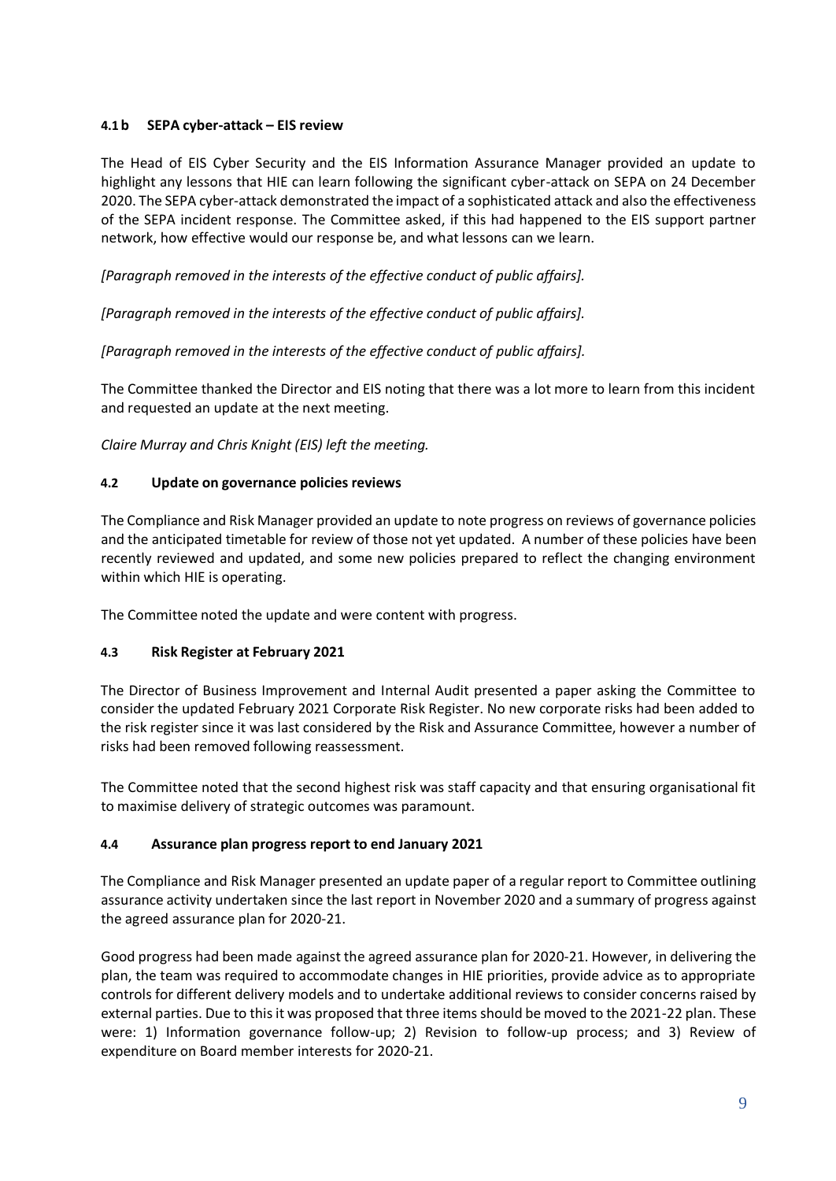### 4.1 b SEPA cyber-attack – EIS review

The Head of EIS Cyber Security and the EIS Information Assurance Manager provided an update to highlight any lessons that HIE can learn following the significant cyber-attack on SEPA on 24 December 2020. The SEPA cyber-attack demonstrated the impact of a sophisticated attack and also the effectiveness of the SEPA incident response. The Committee asked, if this had happened to the EIS support partner network, how effective would our response be, and what lessons can we learn.

*[Paragraph removed in the interests of the effective conduct of public affairs].*

*[Paragraph removed in the interests of the effective conduct of public affairs].*

*[Paragraph removed in the interests of the effective conduct of public affairs].*

The Committee thanked the Director and EIS noting that there was a lot more to learn from this incident and requested an update at the next meeting.

*Claire Murray and Chris Knight (EIS) left the meeting.*

### 4.2 Update on governance policies reviews

The Compliance and Risk Manager provided an update to note progress on reviews of governance policies and the anticipated timetable for review of those not yet updated. A number of these policies have been recently reviewed and updated, and some new policies prepared to reflect the changing environment within which HIE is operating.

The Committee noted the update and were content with progress.

### 4.3 Risk Register at February 2021

The Director of Business Improvement and Internal Audit presented a paper asking the Committee to consider the updated February 2021 Corporate Risk Register. No new corporate risks had been added to the risk register since it was last considered by the Risk and Assurance Committee, however a number of risks had been removed following reassessment.

The Committee noted that the second highest risk was staff capacity and that ensuring organisational fit to maximise delivery of strategic outcomes was paramount.

### 4.4 Assurance plan progress report to end January 2021

The Compliance and Risk Manager presented an update paper of a regular report to Committee outlining assurance activity undertaken since the last report in November 2020 and a summary of progress against the agreed assurance plan for 2020-21.

Good progress had been made against the agreed assurance plan for 2020-21. However, in delivering the plan, the team was required to accommodate changes in HIE priorities, provide advice as to appropriate controls for different delivery models and to undertake additional reviews to consider concerns raised by external parties. Due to this it was proposed that three items should be moved to the 2021-22 plan. These were: 1) Information governance follow-up; 2) Revision to follow-up process; and 3) Review of expenditure on Board member interests for 2020-21.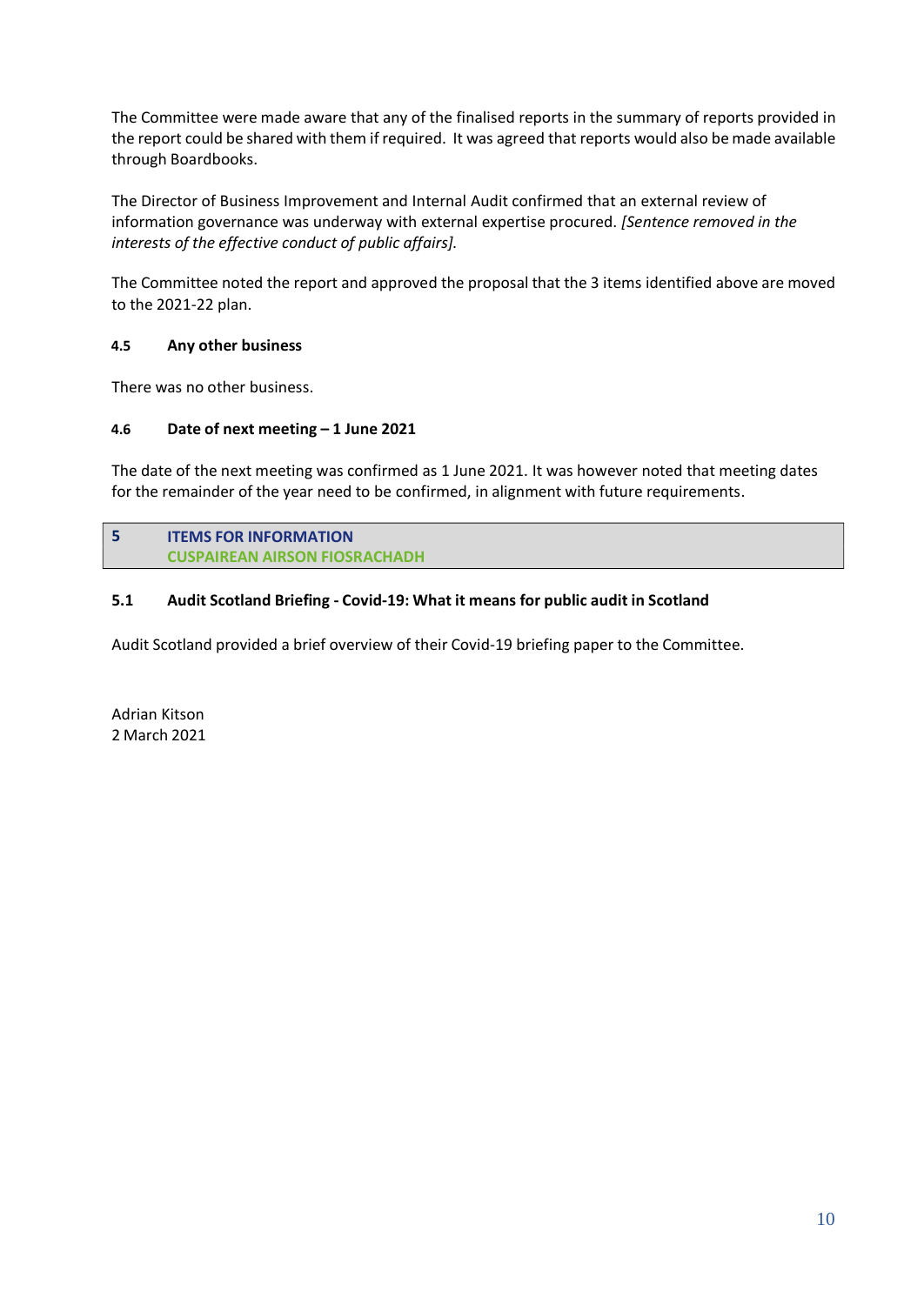The Committee were made aware that any of the finalised reports in the summary of reports provided in the report could be shared with them if required. It was agreed that reports would also be made available through Boardbooks.

The Director of Business Improvement and Internal Audit confirmed that an external review of information governance was underway with external expertise procured. *[Sentence removed in the interests of the effective conduct of public affairs].*

The Committee noted the report and approved the proposal that the 3 items identified above are moved to the 2021-22 plan.

#### 4.5 Any other business

There was no other business.

#### 4.6 Date of next meeting – 1 June 2021

The date of the next meeting was confirmed as 1 June 2021. It was however noted that meeting dates for the remainder of the year need to be confirmed, in alignment with future requirements.

## 5 ITEMS FOR INFORMATION
## CUSPAIREAN AIRSON FIOSRACHADH

#### 5.1 Audit Scotland Briefing - Covid-19: What it means for public audit in Scotland

Audit Scotland provided a brief overview of their Covid-19 briefing paper to the Committee.

Adrian Kitson
2 March 2021